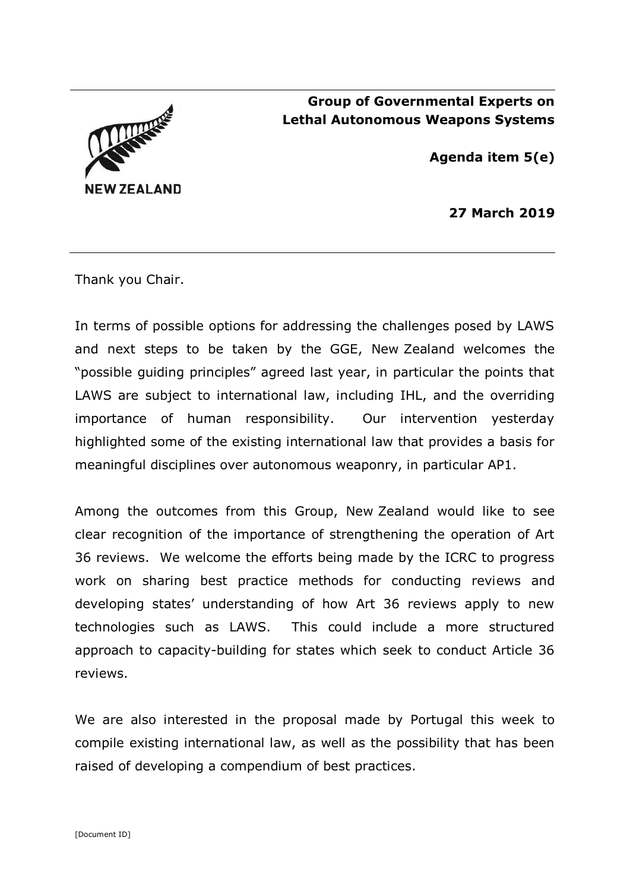**NEW ZEALAND**

**Group of Governmental Experts on Lethal Autonomous Weapons Systems**

**Agenda item 5(e)**

**27 March 2019**

Thank you Chair.

In terms of possible options for addressing the challenges posed by LAWS and next steps to be taken by the GGE, New Zealand welcomes the "possible guiding principles" agreed last year, in particular the points that LAWS are subject to international law, including IHL, and the overriding importance of human responsibility. Our intervention yesterday highlighted some of the existing international law that provides a basis for meaningful disciplines over autonomous weaponry, in particular AP1.

Among the outcomes from this Group, New Zealand would like to see clear recognition of the importance of strengthening the operation of Art 36 reviews. We welcome the efforts being made by the ICRC to progress work on sharing best practice methods for conducting reviews and developing states' understanding of how Art 36 reviews apply to new technologies such as LAWS. This could include a more structured approach to capacity-building for states which seek to conduct Article 36 reviews.

We are also interested in the proposal made by Portugal this week to compile existing international law, as well as the possibility that has been raised of developing a compendium of best practices.

[Document ID]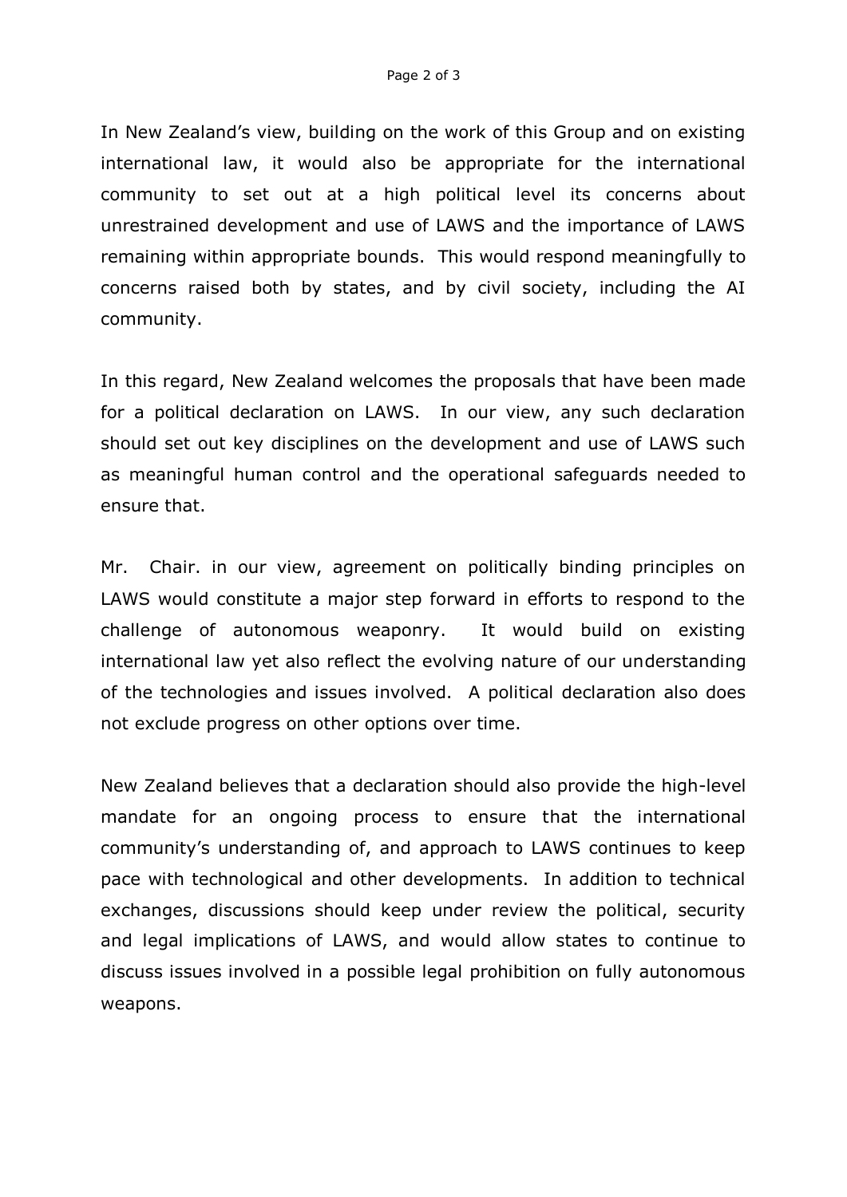In New Zealand's view, building on the work of this Group and on existing international law, it would also be appropriate for the international community to set out at a high political level its concerns about unrestrained development and use of LAWS and the importance of LAWS remaining within appropriate bounds. This would respond meaningfully to concerns raised both by states, and by civil society, including the AI community.

In this regard, New Zealand welcomes the proposals that have been made for a political declaration on LAWS. In our view, any such declaration should set out key disciplines on the development and use of LAWS such as meaningful human control and the operational safeguards needed to ensure that.

Mr. Chair. in our view, agreement on politically binding principles on LAWS would constitute a major step forward in efforts to respond to the challenge of autonomous weaponry. It would build on existing international law yet also reflect the evolving nature of our understanding of the technologies and issues involved. A political declaration also does not exclude progress on other options over time.

New Zealand believes that a declaration should also provide the high-level mandate for an ongoing process to ensure that the international community's understanding of, and approach to LAWS continues to keep pace with technological and other developments. In addition to technical exchanges, discussions should keep under review the political, security and legal implications of LAWS, and would allow states to continue to discuss issues involved in a possible legal prohibition on fully autonomous weapons.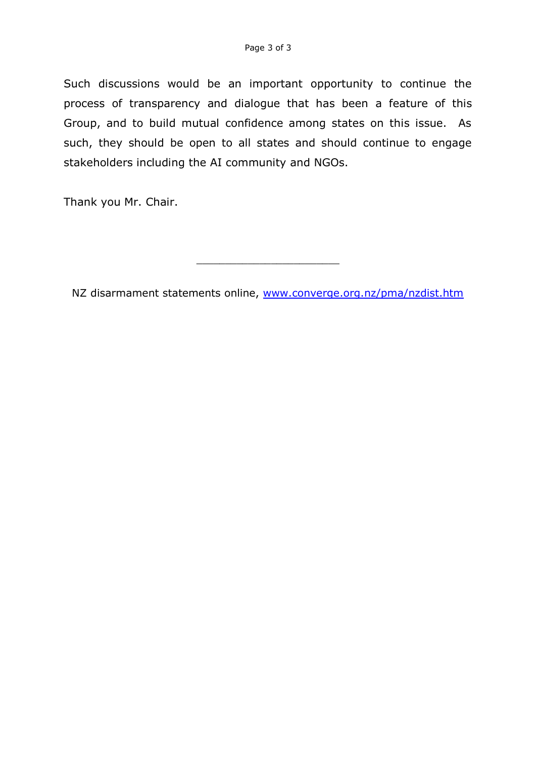Such discussions would be an important opportunity to continue the process of transparency and dialogue that has been a feature of this Group, and to build mutual confidence among states on this issue. As such, they should be open to all states and should continue to engage stakeholders including the AI community and NGOs.

Thank you Mr. Chair.

---

NZ disarmament statements online, [www.converge.org.nz/pma/nzdist.htm](http://www.converge.org.nz/pma/nzdist.htm)